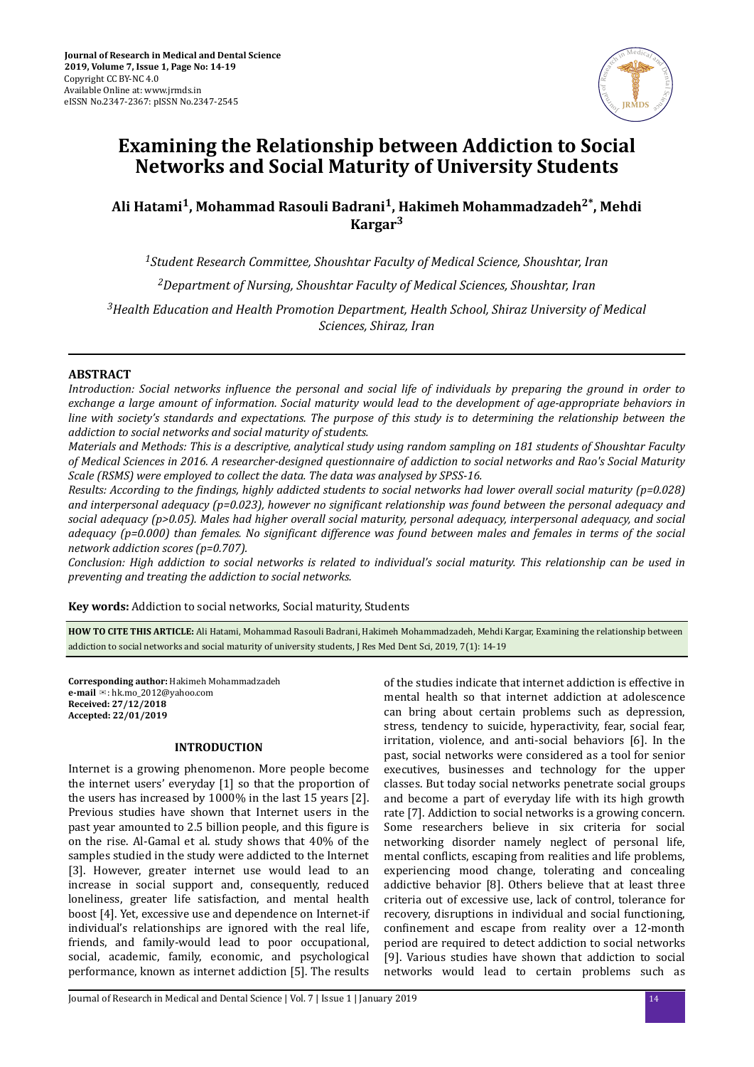# Examining the Relationship between Addiction to Social Networks and Social Maturity of University Students

**Ali Hatami[1], Mohammad Rasouli Badrani[1], Hakimeh Mohammadzadeh[2*], Mehdi Kargar[3]**

*[1]Student Research Committee, Shoushtar Faculty of Medical Science, Shoushtar, Iran*

*[2]Department of Nursing, Shoushtar Faculty of Medical Sciences, Shoushtar, Iran*

*[3]Health Education and Health Promotion Department, Health School, Shiraz University of Medical Sciences, Shiraz, Iran*

## ABSTRACT

*Introduction: Social networks influence the personal and social life of individuals by preparing the ground in order to exchange a large amount of information. Social maturity would lead to the development of age-appropriate behaviors in line with society's standards and expectations. The purpose of this study is to determining the relationship between the addiction to social networks and social maturity of students.*

*Materials and Methods: This is a descriptive, analytical study using random sampling on 181 students of Shoushtar Faculty of Medical Sciences in 2016. A researcher-designed questionnaire of addiction to social networks and Rao's Social Maturity Scale (RSMS) were employed to collect the data. The data was analysed by SPSS-16.*

*Results: According to the findings, highly addicted students to social networks had lower overall social maturity (p=0.028) and interpersonal adequacy (p=0.023), however no significant relationship was found between the personal adequacy and social adequacy (p>0.05). Males had higher overall social maturity, personal adequacy, interpersonal adequacy, and social adequacy (p=0.000) than females. No significant difference was found between males and females in terms of the social network addiction scores (p=0.707).*

*Conclusion: High addiction to social networks is related to individual's social maturity. This relationship can be used in preventing and treating the addiction to social networks.*

**Key words:** Addiction to social networks, Social maturity, Students

**HOW TO CITE THIS ARTICLE:** Ali Hatami, Mohammad Rasouli Badrani, Hakimeh Mohammadzadeh, Mehdi Kargar, Examining the relationship between addiction to social networks and social maturity of university students, J Res Med Dent Sci, 2019, 7(1): 14-19

**Corresponding author:** Hakimeh Mohammadzadeh
**e-mail** ✉: hk.mo_2012@yahoo.com
**Received: 27/12/2018**
**Accepted: 22/01/2019**

## INTRODUCTION

Internet is a growing phenomenon. More people become the internet users' everyday [1] so that the proportion of the users has increased by 1000% in the last 15 years [2]. Previous studies have shown that Internet users in the past year amounted to 2.5 billion people, and this figure is on the rise. Al-Gamal et al. study shows that 40% of the samples studied in the study were addicted to the Internet [3]. However, greater internet use would lead to an increase in social support and, consequently, reduced loneliness, greater life satisfaction, and mental health boost [4]. Yet, excessive use and dependence on Internet-if individual's relationships are ignored with the real life, friends, and family-would lead to poor occupational, social, academic, family, economic, and psychological performance, known as internet addiction [5]. The results of the studies indicate that internet addiction is effective in mental health so that internet addiction at adolescence can bring about certain problems such as depression, stress, tendency to suicide, hyperactivity, fear, social fear, irritation, violence, and anti-social behaviors [6]. In the past, social networks were considered as a tool for senior executives, businesses and technology for the upper classes. But today social networks penetrate social groups and become a part of everyday life with its high growth rate [7]. Addiction to social networks is a growing concern. Some researchers believe in six criteria for social networking disorder namely neglect of personal life, mental conflicts, escaping from realities and life problems, experiencing mood change, tolerating and concealing addictive behavior [8]. Others believe that at least three criteria out of excessive use, lack of control, tolerance for recovery, disruptions in individual and social functioning, confinement and escape from reality over a 12-month period are required to detect addiction to social networks [9]. Various studies have shown that addiction to social networks would lead to certain problems such as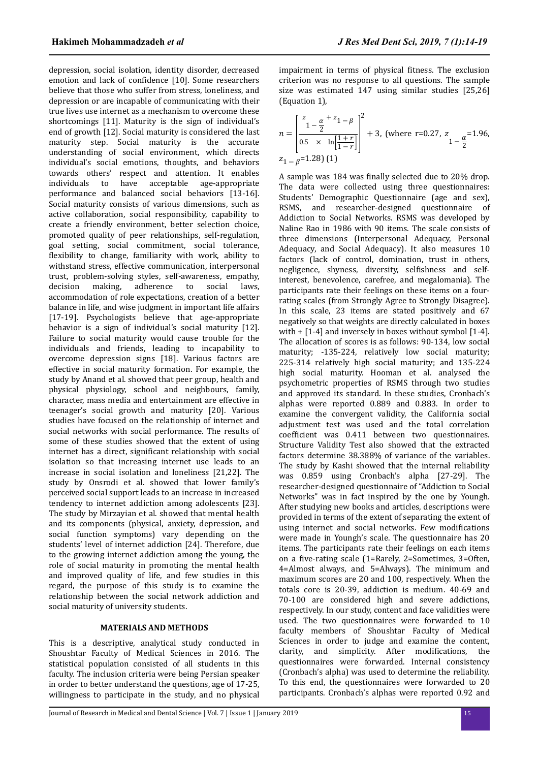depression, social isolation, identity disorder, decreased emotion and lack of confidence [10]. Some researchers believe that those who suffer from stress, loneliness, and depression or are incapable of communicating with their true lives use internet as a mechanism to overcome these shortcomings [11]. Maturity is the sign of individual's end of growth [12]. Social maturity is considered the last maturity step. Social maturity is the accurate understanding of social environment, which directs individual's social emotions, thoughts, and behaviors towards others' respect and attention. It enables individuals to have acceptable age-appropriate performance and balanced social behaviors [13-16]. Social maturity consists of various dimensions, such as active collaboration, social responsibility, capability to create a friendly environment, better selection choice, promoted quality of peer relationships, self-regulation, goal setting, social commitment, social tolerance, flexibility to change, familiarity with work, ability to withstand stress, effective communication, interpersonal trust, problem-solving styles, self-awareness, empathy, decision making, adherence to social laws, accommodation of role expectations, creation of a better balance in life, and wise judgment in important life affairs [17-19]. Psychologists believe that age-appropriate behavior is a sign of individual's social maturity [12]. Failure to social maturity would cause trouble for the individuals and friends, leading to incapability to overcome depression signs [18]. Various factors are effective in social maturity formation. For example, the study by Anand et al. showed that peer group, health and physical physiology, school and neighbours, family, character, mass media and entertainment are effective in teenager's social growth and maturity [20]. Various studies have focused on the relationship of internet and social networks with social performance. The results of some of these studies showed that the extent of using internet has a direct, significant relationship with social isolation so that increasing internet use leads to an increase in social isolation and loneliness [21,22]. The study by Onsrodi et al. showed that lower family's perceived social support leads to an increase in increased tendency to internet addiction among adolescents [23]. The study by Mirzayian et al. showed that mental health and its components (physical, anxiety, depression, and social function symptoms) vary depending on the students' level of internet addiction [24]. Therefore, due to the growing internet addiction among the young, the role of social maturity in promoting the mental health and improved quality of life, and few studies in this regard, the purpose of this study is to examine the relationship between the social network addiction and social maturity of university students.

## MATERIALS AND METHODS

This is a descriptive, analytical study conducted in Shoushtar Faculty of Medical Sciences in 2016. The statistical population consisted of all students in this faculty. The inclusion criteria were being Persian speaker in order to better understand the questions, age of 17-25, willingness to participate in the study, and no physical impairment in terms of physical fitness. The exclusion criterion was no response to all questions. The sample size was estimated 147 using similar studies [25,26] (Equation 1),

$$n = \left[\frac{z_{1-\frac{\alpha}{2}} + z_{1-\beta}}{0.5 \times \ln\left[\frac{1+r}{1-r}\right]}\right]^2 + 3, \text{ (where r=0.27, } z_{1-\frac{\alpha}{2}}\text{=1.96, } z_{1-\beta}\text{=1.28) (1)}$$

A sample was 184 was finally selected due to 20% drop. The data were collected using three questionnaires: Students' Demographic Questionnaire (age and sex), RSMS, and researcher-designed questionnaire of Addiction to Social Networks. RSMS was developed by Naline Rao in 1986 with 90 items. The scale consists of three dimensions (Interpersonal Adequacy, Personal Adequacy, and Social Adequacy). It also measures 10 factors (lack of control, domination, trust in others, negligence, shyness, diversity, selfishness and self-interest, benevolence, carefree, and megalomania). The participants rate their feelings on these items on a four-rating scales (from Strongly Agree to Strongly Disagree). In this scale, 23 items are stated positively and 67 negatively so that weights are directly calculated in boxes with + [1-4] and inversely in boxes without symbol [1-4]. The allocation of scores is as follows: 90-134, low social maturity; -135-224, relatively low social maturity; 225-314 relatively high social maturity; and 135-224 high social maturity. Hooman et al. analysed the psychometric properties of RSMS through two studies and approved its standard. In these studies, Cronbach's alphas were reported 0.889 and 0.883. In order to examine the convergent validity, the California social adjustment test was used and the total correlation coefficient was 0.411 between two questionnaires. Structure Validity Test also showed that the extracted factors determine 38.388% of variance of the variables. The study by Kashi showed that the internal reliability was 0.859 using Cronbach's alpha [27-29]. The researcher-designed questionnaire of "Addiction to Social Networks" was in fact inspired by the one by Youngh. After studying new books and articles, descriptions were provided in terms of the extent of separating the extent of using internet and social networks. Few modifications were made in Youngh's scale. The questionnaire has 20 items. The participants rate their feelings on each items on a five-rating scale (1=Rarely, 2=Sometimes, 3=Often, 4=Almost always, and 5=Always). The minimum and maximum scores are 20 and 100, respectively. When the totals core is 20-39, addiction is medium. 40-69 and 70-100 are considered high and severe addictions, respectively. In our study, content and face validities were used. The two questionnaires were forwarded to 10 faculty members of Shoushtar Faculty of Medical Sciences in order to judge and examine the content, clarity, and simplicity. After modifications, the questionnaires were forwarded. Internal consistency (Cronbach's alpha) was used to determine the reliability. To this end, the questionnaires were forwarded to 20 participants. Cronbach's alphas were reported 0.92 and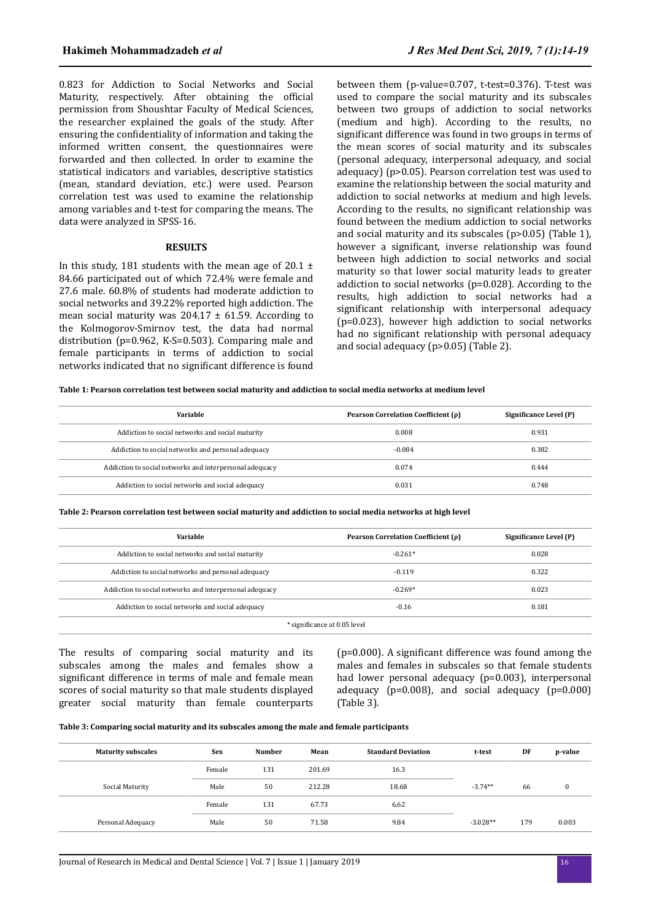0.823 for Addiction to Social Networks and Social Maturity, respectively. After obtaining the official permission from Shoushtar Faculty of Medical Sciences, the researcher explained the goals of the study. After ensuring the confidentiality of information and taking the informed written consent, the questionnaires were forwarded and then collected. In order to examine the statistical indicators and variables, descriptive statistics (mean, standard deviation, etc.) were used. Pearson correlation test was used to examine the relationship among variables and t-test for comparing the means. The data were analyzed in SPSS-16.

## RESULTS

In this study, 181 students with the mean age of 20.1 ± 84.66 participated out of which 72.4% were female and 27.6 male. 60.8% of students had moderate addiction to social networks and 39.22% reported high addiction. The mean social maturity was 204.17 ± 61.59. According to the Kolmogorov-Smirnov test, the data had normal distribution (p=0.962, K-S=0.503). Comparing male and female participants in terms of addiction to social networks indicated that no significant difference is found between them (p-value=0.707, t-test=0.376). T-test was used to compare the social maturity and its subscales between two groups of addiction to social networks (medium and high). According to the results, no significant difference was found in two groups in terms of the mean scores of social maturity and its subscales (personal adequacy, interpersonal adequacy, and social adequacy) (p>0.05). Pearson correlation test was used to examine the relationship between the social maturity and addiction to social networks at medium and high levels. According to the results, no significant relationship was found between the medium addiction to social networks and social maturity and its subscales (p>0.05) (Table 1), however a significant, inverse relationship was found between high addiction to social networks and social maturity so that lower social maturity leads to greater addiction to social networks (p=0.028). According to the results, high addiction to social networks had a significant relationship with interpersonal adequacy (p=0.023), however high addiction to social networks had no significant relationship with personal adequacy and social adequacy (p>0.05) (Table 2).

**Table 1: Pearson correlation test between social maturity and addiction to social media networks at medium level**

| Variable | Pearson Correlation Coefficient (ρ) | Significance Level (P) |
|---|---|---|
| Addiction to social networks and social maturity | 0.008 | 0.931 |
| Addiction to social networks and personal adequacy | -0.084 | 0.382 |
| Addiction to social networks and interpersonal adequacy | 0.074 | 0.444 |
| Addiction to social networks and social adequacy | 0.031 | 0.748 |

**Table 2: Pearson correlation test between social maturity and addiction to social media networks at high level**

| Variable | Pearson Correlation Coefficient (ρ) | Significance Level (P) |
|---|---|---|
| Addiction to social networks and social maturity | -0.261* | 0.028 |
| Addiction to social networks and personal adequacy | -0.119 | 0.322 |
| Addiction to social networks and interpersonal adequacy | -0.269* | 0.023 |
| Addiction to social networks and social adequacy | -0.16 | 0.181 |

\* significance at 0.05 level

The results of comparing social maturity and its subscales among the males and females show a significant difference in terms of male and female mean scores of social maturity so that male students displayed greater social maturity than female counterparts (p=0.000). A significant difference was found among the males and females in subscales so that female students had lower personal adequacy (p=0.003), interpersonal adequacy (p=0.008), and social adequacy (p=0.000) (Table 3).

**Table 3: Comparing social maturity and its subscales among the male and female participants**

| Maturity subscales | Sex | Number | Mean | Standard Deviation | t-test | DF | p-value |
|---|---|---|---|---|---|---|---|
| Social Maturity | Female | 131 | 201.69 | 16.3 | -3.74** | 66 | 0 |
| | Male | 50 | 212.28 | 18.68 | | | |
| Personal Adequacy | Female | 131 | 67.73 | 6.62 | -3.028** | 179 | 0.003 |
| | Male | 50 | 71.58 | 9.84 | | | |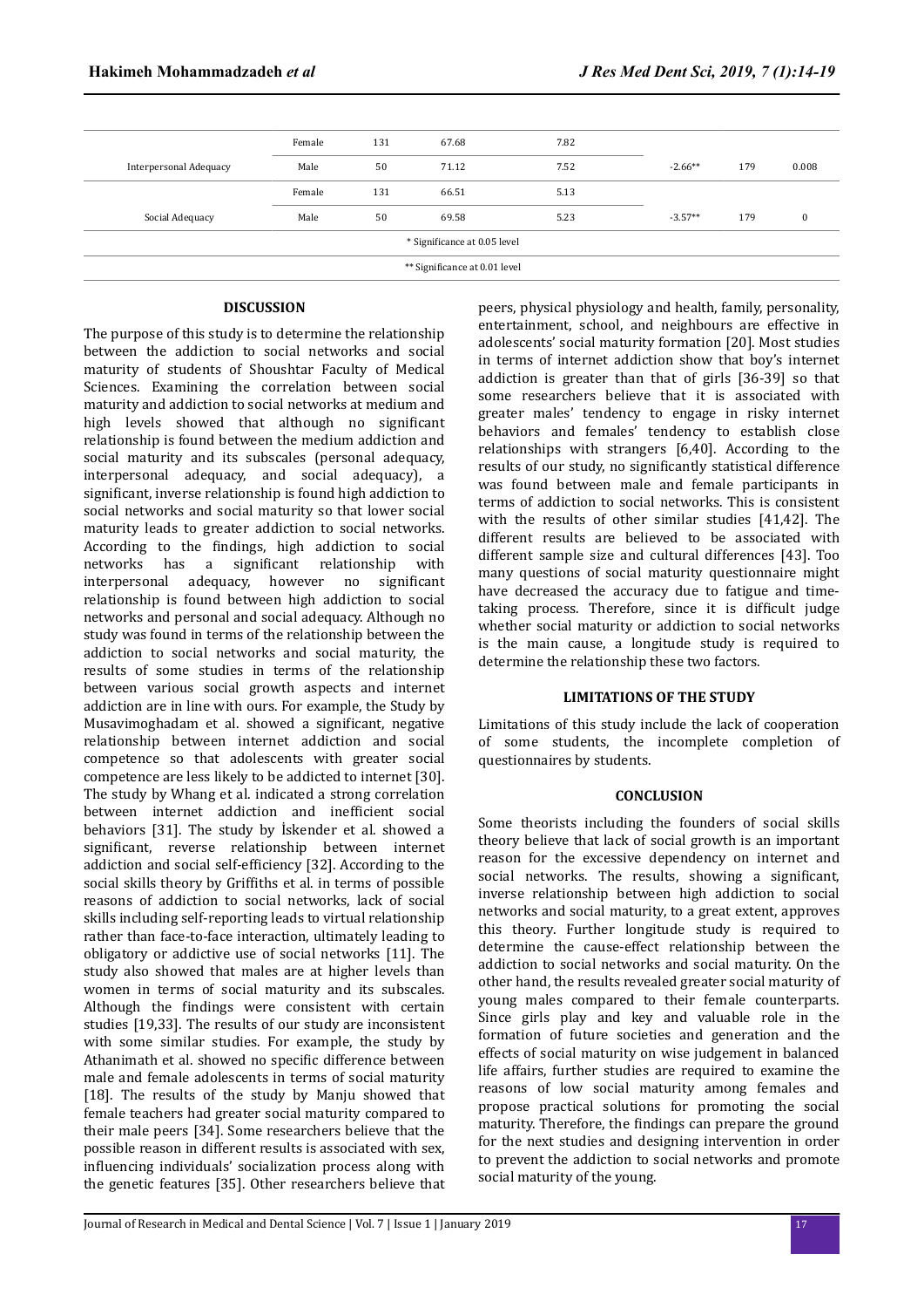| | | | | | | | |
|---|---|---|---|---|---|---|---|
| Interpersonal Adequacy | Female | 131 | 67.68 | 7.82 | -2.66** | 179 | 0.008 |
| | Male | 50 | 71.12 | 7.52 | | | |
| Social Adequacy | Female | 131 | 66.51 | 5.13 | -3.57** | 179 | 0 |
| | Male | 50 | 69.58 | 5.23 | | | |
| * Significance at 0.05 level | | | | | | | |
| ** Significance at 0.01 level | | | | | | | |

## DISCUSSION

The purpose of this study is to determine the relationship between the addiction to social networks and social maturity of students of Shoushtar Faculty of Medical Sciences. Examining the correlation between social maturity and addiction to social networks at medium and high levels showed that although no significant relationship is found between the medium addiction and social maturity and its subscales (personal adequacy, interpersonal adequacy, and social adequacy), a significant, inverse relationship is found high addiction to social networks and social maturity so that lower social maturity leads to greater addiction to social networks. According to the findings, high addiction to social networks has a significant relationship with interpersonal adequacy, however no significant relationship is found between high addiction to social networks and personal and social adequacy. Although no study was found in terms of the relationship between the addiction to social networks and social maturity, the results of some studies in terms of the relationship between various social growth aspects and internet addiction are in line with ours. For example, the Study by Musavimoghadam et al. showed a significant, negative relationship between internet addiction and social competence so that adolescents with greater social competence are less likely to be addicted to internet [30]. The study by Whang et al. indicated a strong correlation between internet addiction and inefficient social behaviors [31]. The study by İskender et al. showed a significant, reverse relationship between internet addiction and social self-efficiency [32]. According to the social skills theory by Griffiths et al. in terms of possible reasons of addiction to social networks, lack of social skills including self-reporting leads to virtual relationship rather than face-to-face interaction, ultimately leading to obligatory or addictive use of social networks [11]. The study also showed that males are at higher levels than women in terms of social maturity and its subscales. Although the findings were consistent with certain studies [19,33]. The results of our study are inconsistent with some similar studies. For example, the study by Athanimath et al. showed no specific difference between male and female adolescents in terms of social maturity [18]. The results of the study by Manju showed that female teachers had greater social maturity compared to their male peers [34]. Some researchers believe that the possible reason in different results is associated with sex, influencing individuals' socialization process along with the genetic features [35]. Other researchers believe that peers, physical physiology and health, family, personality, entertainment, school, and neighbours are effective in adolescents' social maturity formation [20]. Most studies in terms of internet addiction show that boy's internet addiction is greater than that of girls [36-39] so that some researchers believe that it is associated with greater males' tendency to engage in risky internet behaviors and females' tendency to establish close relationships with strangers [6,40]. According to the results of our study, no significantly statistical difference was found between male and female participants in terms of addiction to social networks. This is consistent with the results of other similar studies [41,42]. The different results are believed to be associated with different sample size and cultural differences [43]. Too many questions of social maturity questionnaire might have decreased the accuracy due to fatigue and time-taking process. Therefore, since it is difficult judge whether social maturity or addiction to social networks is the main cause, a longitude study is required to determine the relationship these two factors.

## LIMITATIONS OF THE STUDY

Limitations of this study include the lack of cooperation of some students, the incomplete completion of questionnaires by students.

## CONCLUSION

Some theorists including the founders of social skills theory believe that lack of social growth is an important reason for the excessive dependency on internet and social networks. The results, showing a significant, inverse relationship between high addiction to social networks and social maturity, to a great extent, approves this theory. Further longitude study is required to determine the cause-effect relationship between the addiction to social networks and social maturity. On the other hand, the results revealed greater social maturity of young males compared to their female counterparts. Since girls play and key and valuable role in the formation of future societies and generation and the effects of social maturity on wise judgement in balanced life affairs, further studies are required to examine the reasons of low social maturity among females and propose practical solutions for promoting the social maturity. Therefore, the findings can prepare the ground for the next studies and designing intervention in order to prevent the addiction to social networks and promote social maturity of the young.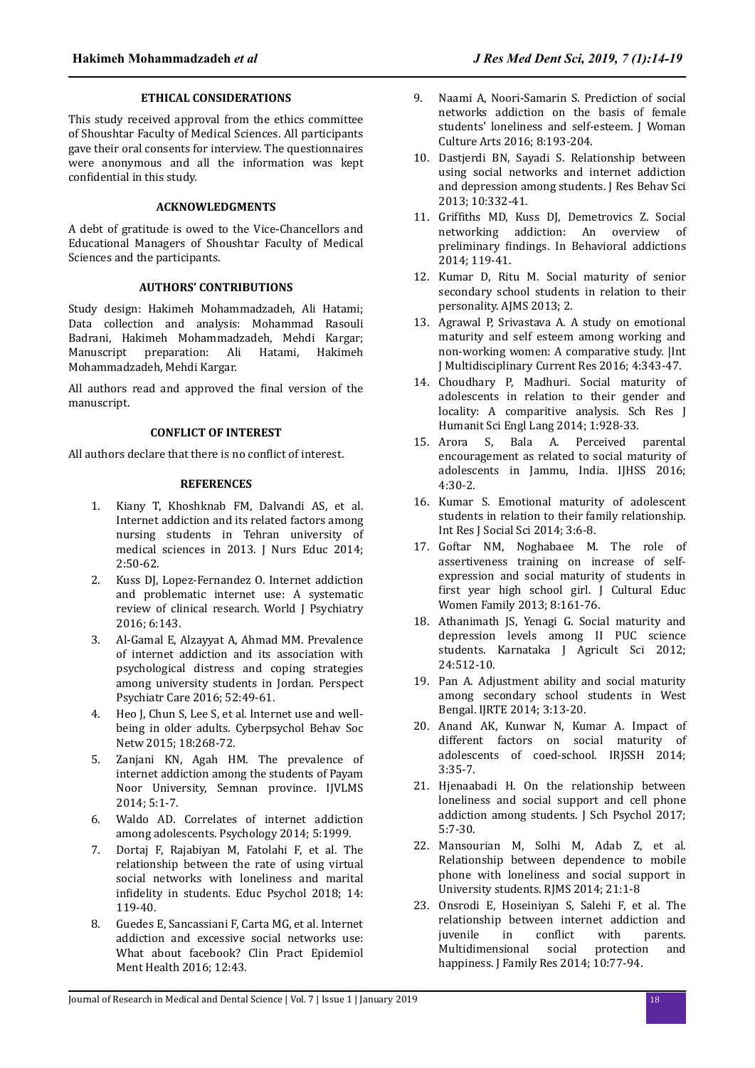## ETHICAL CONSIDERATIONS

This study received approval from the ethics committee of Shoushtar Faculty of Medical Sciences. All participants gave their oral consents for interview. The questionnaires were anonymous and all the information was kept confidential in this study.

## ACKNOWLEDGMENTS

A debt of gratitude is owed to the Vice-Chancellors and Educational Managers of Shoushtar Faculty of Medical Sciences and the participants.

## AUTHORS' CONTRIBUTIONS

Study design: Hakimeh Mohammadzadeh, Ali Hatami; Data collection and analysis: Mohammad Rasouli Badrani, Hakimeh Mohammadzadeh, Mehdi Kargar; Manuscript preparation: Ali Hatami, Hakimeh Mohammadzadeh, Mehdi Kargar.

All authors read and approved the final version of the manuscript.

## CONFLICT OF INTEREST

All authors declare that there is no conflict of interest.

## REFERENCES

1. Kiany T, Khoshknab FM, Dalvandi AS, et al. Internet addiction and its related factors among nursing students in Tehran university of medical sciences in 2013. J Nurs Educ 2014; 2:50-62.
2. Kuss DJ, Lopez-Fernandez O. Internet addiction and problematic internet use: A systematic review of clinical research. World J Psychiatry 2016; 6:143.
3. Al-Gamal E, Alzayyat A, Ahmad MM. Prevalence of internet addiction and its association with psychological distress and coping strategies among university students in Jordan. Perspect Psychiatr Care 2016; 52:49-61.
4. Heo J, Chun S, Lee S, et al. Internet use and well-being in older adults. Cyberpsychol Behav Soc Netw 2015; 18:268-72.
5. Zanjani KN, Agah HM. The prevalence of internet addiction among the students of Payam Noor University, Semnan province. IJVLMS 2014; 5:1-7.
6. Waldo AD. Correlates of internet addiction among adolescents. Psychology 2014; 5:1999.
7. Dortaj F, Rajabiyan M, Fatolahi F, et al. The relationship between the rate of using virtual social networks with loneliness and marital infidelity in students. Educ Psychol 2018; 14: 119-40.
8. Guedes E, Sancassiani F, Carta MG, et al. Internet addiction and excessive social networks use: What about facebook? Clin Pract Epidemiol Ment Health 2016; 12:43.
9. Naami A, Noori-Samarin S. Prediction of social networks addiction on the basis of female students' loneliness and self-esteem. J Woman Culture Arts 2016; 8:193-204.
10. Dastjerdi BN, Sayadi S. Relationship between using social networks and internet addiction and depression among students. J Res Behav Sci 2013; 10:332-41.
11. Griffiths MD, Kuss DJ, Demetrovics Z. Social networking addiction: An overview of preliminary findings. In Behavioral addictions 2014; 119-41.
12. Kumar D, Ritu M. Social maturity of senior secondary school students in relation to their personality. AJMS 2013; 2.
13. Agrawal P, Srivastava A. A study on emotional maturity and self esteem among working and non-working women: A comparative study. |Int J Multidisciplinary Current Res 2016; 4:343-47.
14. Choudhary P, Madhuri. Social maturity of adolescents in relation to their gender and locality: A comparitive analysis. Sch Res J Humanit Sci Engl Lang 2014; 1:928-33.
15. Arora S, Bala A. Perceived parental encouragement as related to social maturity of adolescents in Jammu, India. IJHSS 2016; 4:30-2.
16. Kumar S. Emotional maturity of adolescent students in relation to their family relationship. Int Res J Social Sci 2014; 3:6-8.
17. Goftar NM, Noghabaee M. The role of assertiveness training on increase of self-expression and social maturity of students in first year high school girl. J Cultural Educ Women Family 2013; 8:161-76.
18. Athanimath JS, Yenagi G. Social maturity and depression levels among II PUC science students. Karnataka J Agricult Sci 2012; 24:512-10.
19. Pan A. Adjustment ability and social maturity among secondary school students in West Bengal. IJRTE 2014; 3:13-20.
20. Anand AK, Kunwar N, Kumar A. Impact of different factors on social maturity of adolescents of coed-school. IRJSSH 2014; 3:35-7.
21. Hjenaabadi H. On the relationship between loneliness and social support and cell phone addiction among students. J Sch Psychol 2017; 5:7-30.
22. Mansourian M, Solhi M, Adab Z, et al. Relationship between dependence to mobile phone with loneliness and social support in University students. RJMS 2014; 21:1-8
23. Onsrodi E, Hoseiniyan S, Salehi F, et al. The relationship between internet addiction and juvenile in conflict with parents. Multidimensional social protection and happiness. J Family Res 2014; 10:77-94.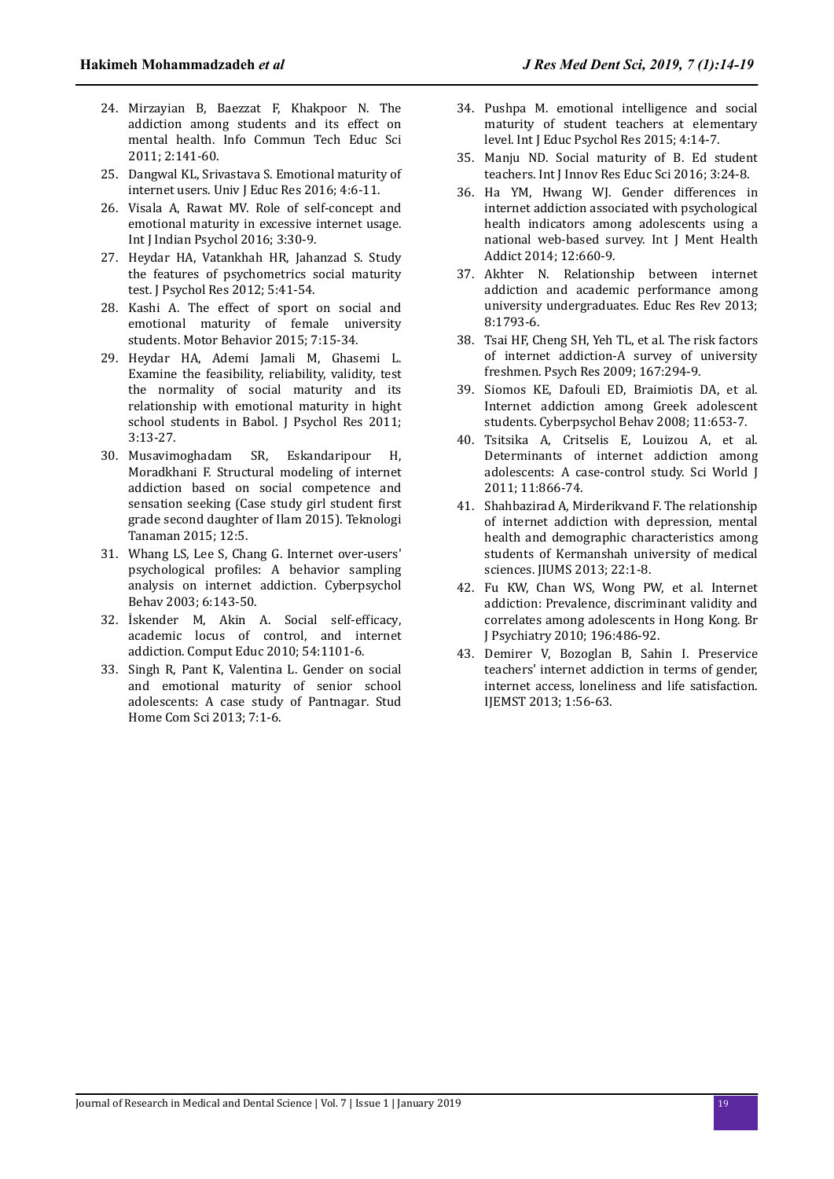24. Mirzayian B, Baezzat F, Khakpoor N. The addiction among students and its effect on mental health. Info Commun Tech Educ Sci 2011; 2:141-60.
25. Dangwal KL, Srivastava S. Emotional maturity of internet users. Univ J Educ Res 2016; 4:6-11.
26. Visala A, Rawat MV. Role of self-concept and emotional maturity in excessive internet usage. Int J Indian Psychol 2016; 3:30-9.
27. Heydar HA, Vatankhah HR, Jahanzad S. Study the features of psychometrics social maturity test. J Psychol Res 2012; 5:41-54.
28. Kashi A. The effect of sport on social and emotional maturity of female university students. Motor Behavior 2015; 7:15-34.
29. Heydar HA, Ademi Jamali M, Ghasemi L. Examine the feasibility, reliability, validity, test the normality of social maturity and its relationship with emotional maturity in hight school students in Babol. J Psychol Res 2011; 3:13-27.
30. Musavimoghadam SR, Eskandaripour H, Moradkhani F. Structural modeling of internet addiction based on social competence and sensation seeking (Case study girl student first grade second daughter of Ilam 2015). Teknologi Tanaman 2015; 12:5.
31. Whang LS, Lee S, Chang G. Internet over-users' psychological profiles: A behavior sampling analysis on internet addiction. Cyberpsychol Behav 2003; 6:143-50.
32. İskender M, Akin A. Social self-efficacy, academic locus of control, and internet addiction. Comput Educ 2010; 54:1101-6.
33. Singh R, Pant K, Valentina L. Gender on social and emotional maturity of senior school adolescents: A case study of Pantnagar. Stud Home Com Sci 2013; 7:1-6.
34. Pushpa M. emotional intelligence and social maturity of student teachers at elementary level. Int J Educ Psychol Res 2015; 4:14-7.
35. Manju ND. Social maturity of B. Ed student teachers. Int J Innov Res Educ Sci 2016; 3:24-8.
36. Ha YM, Hwang WJ. Gender differences in internet addiction associated with psychological health indicators among adolescents using a national web-based survey. Int J Ment Health Addict 2014; 12:660-9.
37. Akhter N. Relationship between internet addiction and academic performance among university undergraduates. Educ Res Rev 2013; 8:1793-6.
38. Tsai HF, Cheng SH, Yeh TL, et al. The risk factors of internet addiction-A survey of university freshmen. Psych Res 2009; 167:294-9.
39. Siomos KE, Dafouli ED, Braimiotis DA, et al. Internet addiction among Greek adolescent students. Cyberpsychol Behav 2008; 11:653-7.
40. Tsitsika A, Critselis E, Louizou A, et al. Determinants of internet addiction among adolescents: A case-control study. Sci World J 2011; 11:866-74.
41. Shahbazirad A, Mirderikvand F. The relationship of internet addiction with depression, mental health and demographic characteristics among students of Kermanshah university of medical sciences. JIUMS 2013; 22:1-8.
42. Fu KW, Chan WS, Wong PW, et al. Internet addiction: Prevalence, discriminant validity and correlates among adolescents in Hong Kong. Br J Psychiatry 2010; 196:486-92.
43. Demirer V, Bozoglan B, Sahin I. Preservice teachers' internet addiction in terms of gender, internet access, loneliness and life satisfaction. IJEMST 2013; 1:56-63.